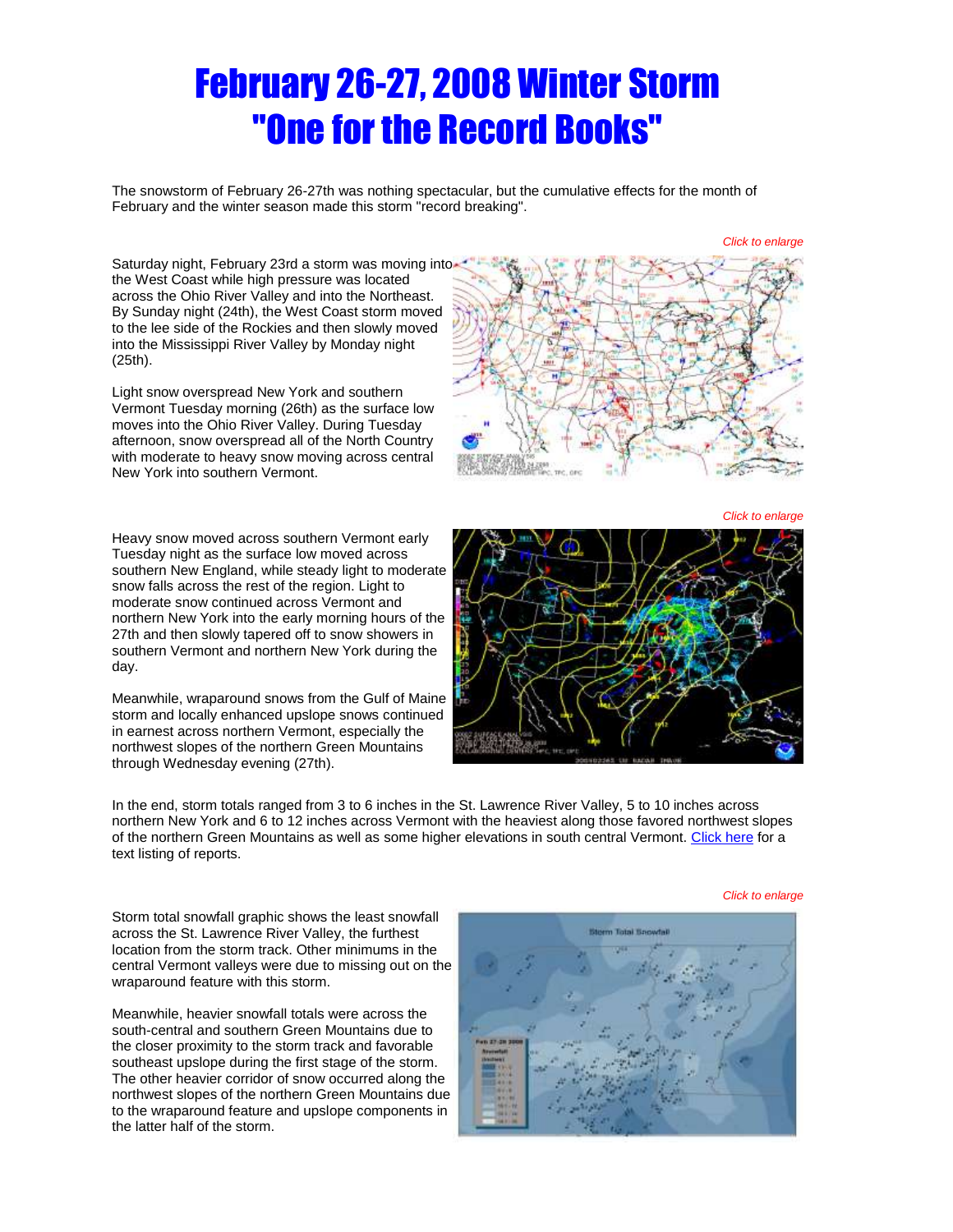# February 26-27, 2008 Winter Storm "One for the Record Books"

The snowstorm of February 26-27th was nothing spectacular, but the cumulative effects for the month of February and the winter season made this storm "record breaking".

*Click to enlarge*

Saturday night, February 23rd a storm was moving into the West Coast while high pressure was located across the Ohio River Valley and into the Northeast. By Sunday night (24th), the West Coast storm moved to the lee side of the Rockies and then slowly moved into the Mississippi River Valley by Monday night (25th).

Light snow overspread New York and southern Vermont Tuesday morning (26th) as the surface low moves into the Ohio River Valley. During Tuesday afternoon, snow overspread all of the North Country with moderate to heavy snow moving across central New York into southern Vermont.

*Click to enlarge*

Heavy snow moved across southern Vermont early Tuesday night as the surface low moved across southern New England, while steady light to moderate snow falls across the rest of the region. Light to moderate snow continued across Vermont and northern New York into the early morning hours of the 27th and then slowly tapered off to snow showers in southern Vermont and northern New York during the day.

Meanwhile, wraparound snows from the Gulf of Maine storm and locally enhanced upslope snows continued in earnest across northern Vermont, especially the northwest slopes of the northern Green Mountains through Wednesday evening (27th).

In the end, storm totals ranged from 3 to 6 inches in the St. Lawrence River Valley, 5 to 10 inches across northern New York and 6 to 12 inches across Vermont with the heaviest along those favored northwest slopes of the northern Green Mountains as well as some higher elevations in south central Vermont. Click here for a text listing of reports.

*Click to enlarge*

Storm total snowfall graphic shows the least snowfall across the St. Lawrence River Valley, the furthest location from the storm track. Other minimums in the central Vermont valleys were due to missing out on the wraparound feature with this storm.

Meanwhile, heavier snowfall totals were across the south-central and southern Green Mountains due to the closer proximity to the storm track and favorable southeast upslope during the first stage of the storm. The other heavier corridor of snow occurred along the northwest slopes of the northern Green Mountains due to the wraparound feature and upslope components in the latter half of the storm.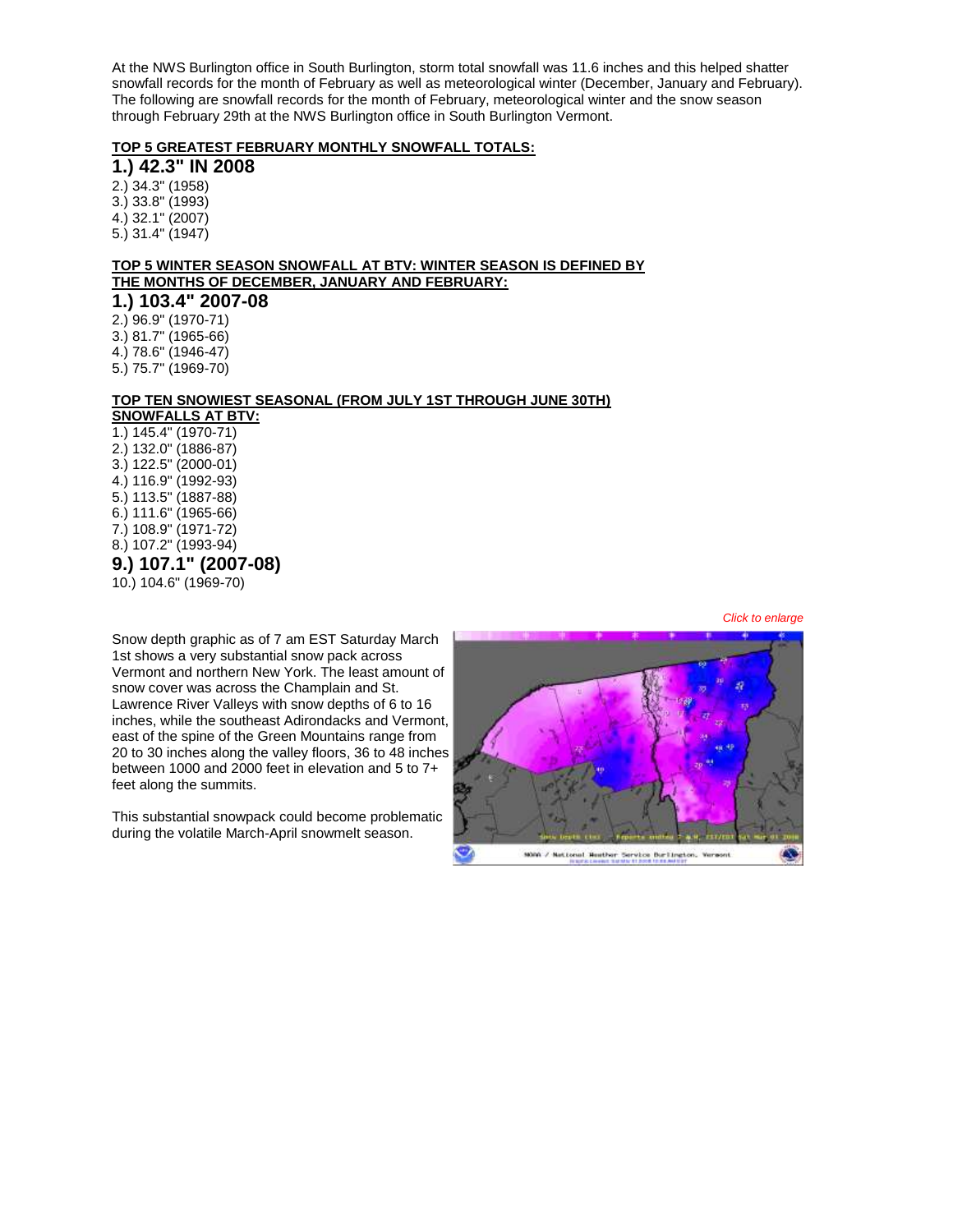At the NWS Burlington office in South Burlington, storm total snowfall was 11.6 inches and this helped shatter snowfall records for the month of February as well as meteorological winter (December, January and February). The following are snowfall records for the month of February, meteorological winter and the snow season through February 29th at the NWS Burlington office in South Burlington Vermont.

**TOP 5 GREATEST FEBRUARY MONTHLY SNOWFALL TOTALS:**

**1.) 42.3" IN 2008**
2.) 34.3" (1958)
3.) 33.8" (1993)
4.) 32.1" (2007)
5.) 31.4" (1947)

**TOP 5 WINTER SEASON SNOWFALL AT BTV: WINTER SEASON IS DEFINED BY THE MONTHS OF DECEMBER, JANUARY AND FEBRUARY:**

**1.) 103.4" 2007-08**
2.) 96.9" (1970-71)
3.) 81.7" (1965-66)
4.) 78.6" (1946-47)
5.) 75.7" (1969-70)

**TOP TEN SNOWIEST SEASONAL (FROM JULY 1ST THROUGH JUNE 30TH) SNOWFALLS AT BTV:**

1.) 145.4" (1970-71)
2.) 132.0" (1886-87)
3.) 122.5" (2000-01)
4.) 116.9" (1992-93)
5.) 113.5" (1887-88)
6.) 111.6" (1965-66)
7.) 108.9" (1971-72)
8.) 107.2" (1993-94)
**9.) 107.1" (2007-08)**
10.) 104.6" (1969-70)

*Click to enlarge*

Snow depth graphic as of 7 am EST Saturday March 1st shows a very substantial snow pack across Vermont and northern New York. The least amount of snow cover was across the Champlain and St. Lawrence River Valleys with snow depths of 6 to 16 inches, while the southeast Adirondacks and Vermont, east of the spine of the Green Mountains range from 20 to 30 inches along the valley floors, 36 to 48 inches between 1000 and 2000 feet in elevation and 5 to 7+ feet along the summits.

This substantial snowpack could become problematic during the volatile March-April snowmelt season.